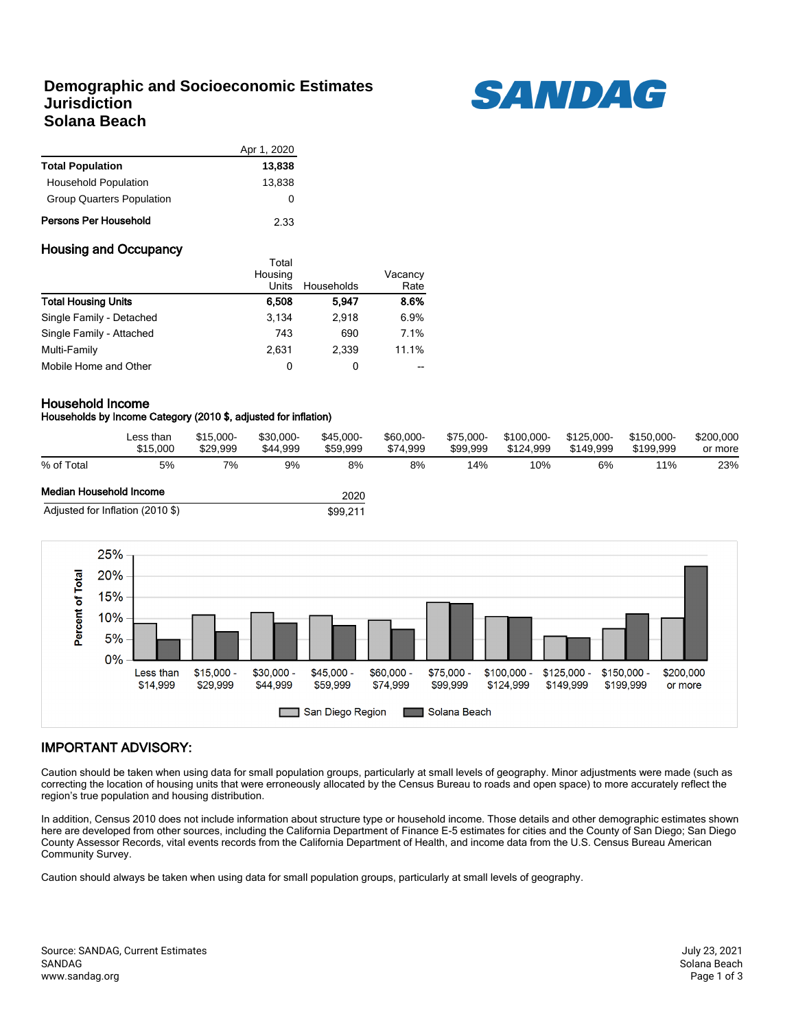# Demographic and Socioeconomic Estimates
## Jurisdiction
## Solana Beach

SANDAG

| | Apr 1, 2020 |
|---|---|
| **Total Population** | **13,838** |
| Household Population | 13,838 |
| Group Quarters Population | 0 |
| **Persons Per Household** | 2.33 |

## Housing and Occupancy

| | Total Housing Units | Households | Vacancy Rate |
|---|---|---|---|
| **Total Housing Units** | **6,508** | **5,947** | **8.6%** |
| Single Family - Detached | 3,134 | 2,918 | 6.9% |
| Single Family - Attached | 743 | 690 | 7.1% |
| Multi-Family | 2,631 | 2,339 | 11.1% |
| Mobile Home and Other | 0 | 0 | -- |

## Household Income

**Households by Income Category (2010 $, adjusted for inflation)**

| | Less than $15,000 | $15,000-$29,999 | $30,000-$44,999 | $45,000-$59,999 | $60,000-$74,999 | $75,000-$99,999 | $100,000-$124,999 | $125,000-$149,999 | $150,000-$199,999 | $200,000 or more |
|---|---|---|---|---|---|---|---|---|---|---|
| % of Total | 5% | 7% | 9% | 8% | 8% | 14% | 10% | 6% | 11% | 23% |

| **Median Household Income** | 2020 |
|---|---|
| Adjusted for Inflation (2010 $) | $99,211 |

Percent of Total — San Diego Region vs. Solana Beach, by income category (Less than $14,999; $15,000 - $29,999; $30,000 - $44,999; $45,000 - $59,999; $60,000 - $74,999; $75,000 - $99,999; $100,000 - $124,999; $125,000 - $149,999; $150,000 - $199,999; $200,000 or more)

## IMPORTANT ADVISORY:

Caution should be taken when using data for small population groups, particularly at small levels of geography. Minor adjustments were made (such as correcting the location of housing units that were erroneously allocated by the Census Bureau to roads and open space) to more accurately reflect the region's true population and housing distribution.

In addition, Census 2010 does not include information about structure type or household income. Those details and other demographic estimates shown here are developed from other sources, including the California Department of Finance E-5 estimates for cities and the County of San Diego; San Diego County Assessor Records, vital events records from the California Department of Health, and income data from the U.S. Census Bureau American Community Survey.

Caution should always be taken when using data for small population groups, particularly at small levels of geography.

Source: SANDAG, Current Estimates
SANDAG
www.sandag.org

July 23, 2021
Solana Beach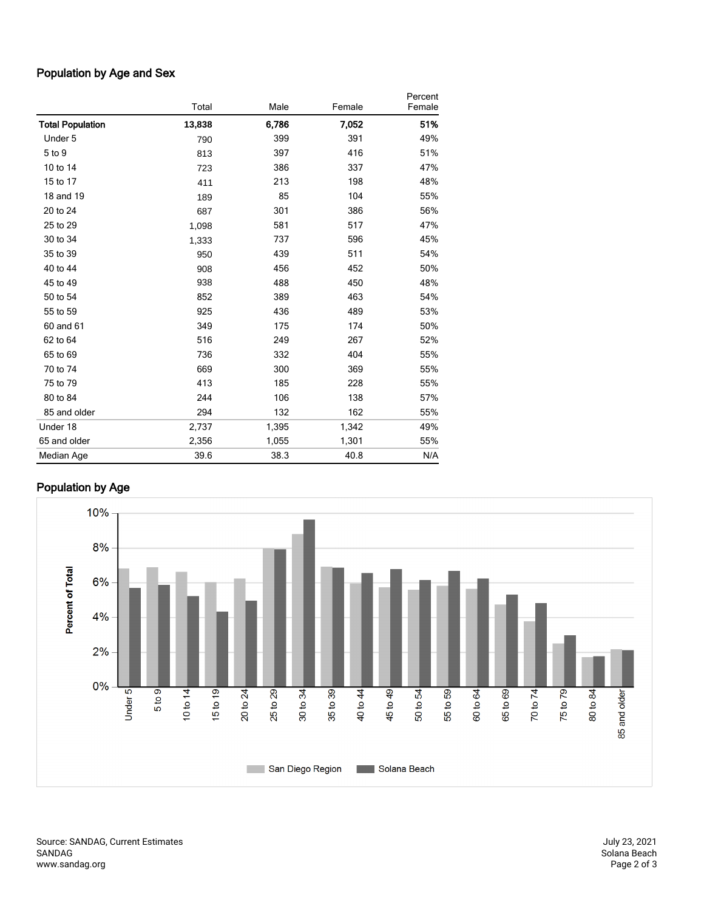## Population by Age and Sex

| | Total | Male | Female | Percent Female |
|---|---|---|---|---|
| **Total Population** | **13,838** | **6,786** | **7,052** | **51%** |
| Under 5 | 790 | 399 | 391 | 49% |
| 5 to 9 | 813 | 397 | 416 | 51% |
| 10 to 14 | 723 | 386 | 337 | 47% |
| 15 to 17 | 411 | 213 | 198 | 48% |
| 18 and 19 | 189 | 85 | 104 | 55% |
| 20 to 24 | 687 | 301 | 386 | 56% |
| 25 to 29 | 1,098 | 581 | 517 | 47% |
| 30 to 34 | 1,333 | 737 | 596 | 45% |
| 35 to 39 | 950 | 439 | 511 | 54% |
| 40 to 44 | 908 | 456 | 452 | 50% |
| 45 to 49 | 938 | 488 | 450 | 48% |
| 50 to 54 | 852 | 389 | 463 | 54% |
| 55 to 59 | 925 | 436 | 489 | 53% |
| 60 and 61 | 349 | 175 | 174 | 50% |
| 62 to 64 | 516 | 249 | 267 | 52% |
| 65 to 69 | 736 | 332 | 404 | 55% |
| 70 to 74 | 669 | 300 | 369 | 55% |
| 75 to 79 | 413 | 185 | 228 | 55% |
| 80 to 84 | 244 | 106 | 138 | 57% |
| 85 and older | 294 | 132 | 162 | 55% |
| Under 18 | 2,737 | 1,395 | 1,342 | 49% |
| 65 and older | 2,356 | 1,055 | 1,301 | 55% |
| Median Age | 39.6 | 38.3 | 40.8 | N/A |

## Population by Age

Percent of Total

San Diego Region | Solana Beach

Source: SANDAG, Current Estimates
SANDAG
www.sandag.org

July 23, 2021
Solana Beach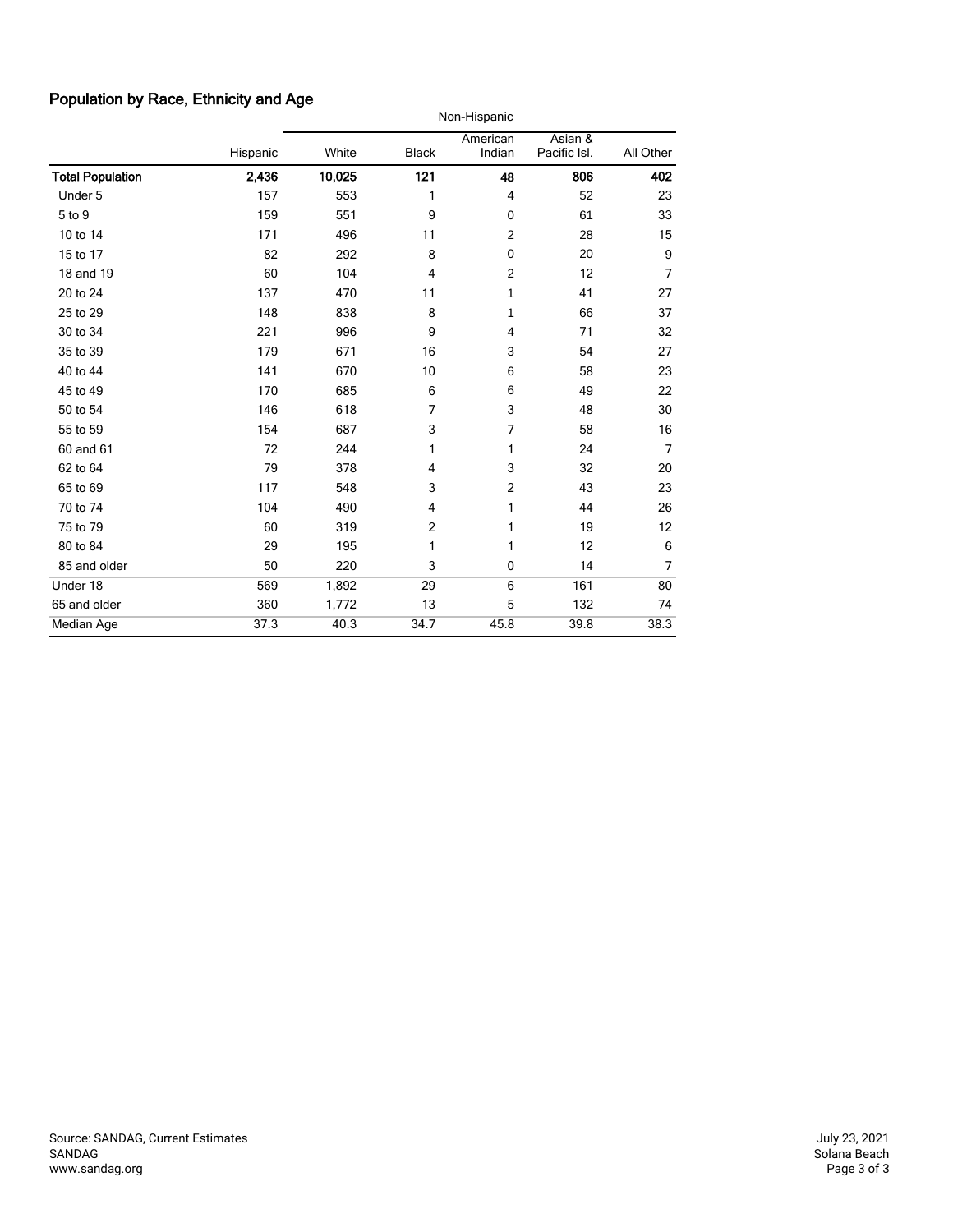## Population by Race, Ethnicity and Age

| | | Non-Hispanic | | | | |
|---|---|---|---|---|---|---|
| | Hispanic | White | Black | American Indian | Asian & Pacific Isl. | All Other |
| **Total Population** | **2,436** | **10,025** | **121** | **48** | **806** | **402** |
| Under 5 | 157 | 553 | 1 | 4 | 52 | 23 |
| 5 to 9 | 159 | 551 | 9 | 0 | 61 | 33 |
| 10 to 14 | 171 | 496 | 11 | 2 | 28 | 15 |
| 15 to 17 | 82 | 292 | 8 | 0 | 20 | 9 |
| 18 and 19 | 60 | 104 | 4 | 2 | 12 | 7 |
| 20 to 24 | 137 | 470 | 11 | 1 | 41 | 27 |
| 25 to 29 | 148 | 838 | 8 | 1 | 66 | 37 |
| 30 to 34 | 221 | 996 | 9 | 4 | 71 | 32 |
| 35 to 39 | 179 | 671 | 16 | 3 | 54 | 27 |
| 40 to 44 | 141 | 670 | 10 | 6 | 58 | 23 |
| 45 to 49 | 170 | 685 | 6 | 6 | 49 | 22 |
| 50 to 54 | 146 | 618 | 7 | 3 | 48 | 30 |
| 55 to 59 | 154 | 687 | 3 | 7 | 58 | 16 |
| 60 and 61 | 72 | 244 | 1 | 1 | 24 | 7 |
| 62 to 64 | 79 | 378 | 4 | 3 | 32 | 20 |
| 65 to 69 | 117 | 548 | 3 | 2 | 43 | 23 |
| 70 to 74 | 104 | 490 | 4 | 1 | 44 | 26 |
| 75 to 79 | 60 | 319 | 2 | 1 | 19 | 12 |
| 80 to 84 | 29 | 195 | 1 | 1 | 12 | 6 |
| 85 and older | 50 | 220 | 3 | 0 | 14 | 7 |
| Under 18 | 569 | 1,892 | 29 | 6 | 161 | 80 |
| 65 and older | 360 | 1,772 | 13 | 5 | 132 | 74 |
| Median Age | 37.3 | 40.3 | 34.7 | 45.8 | 39.8 | 38.3 |

Source: SANDAG, Current Estimates
SANDAG
www.sandag.org

July 23, 2021
Solana Beach